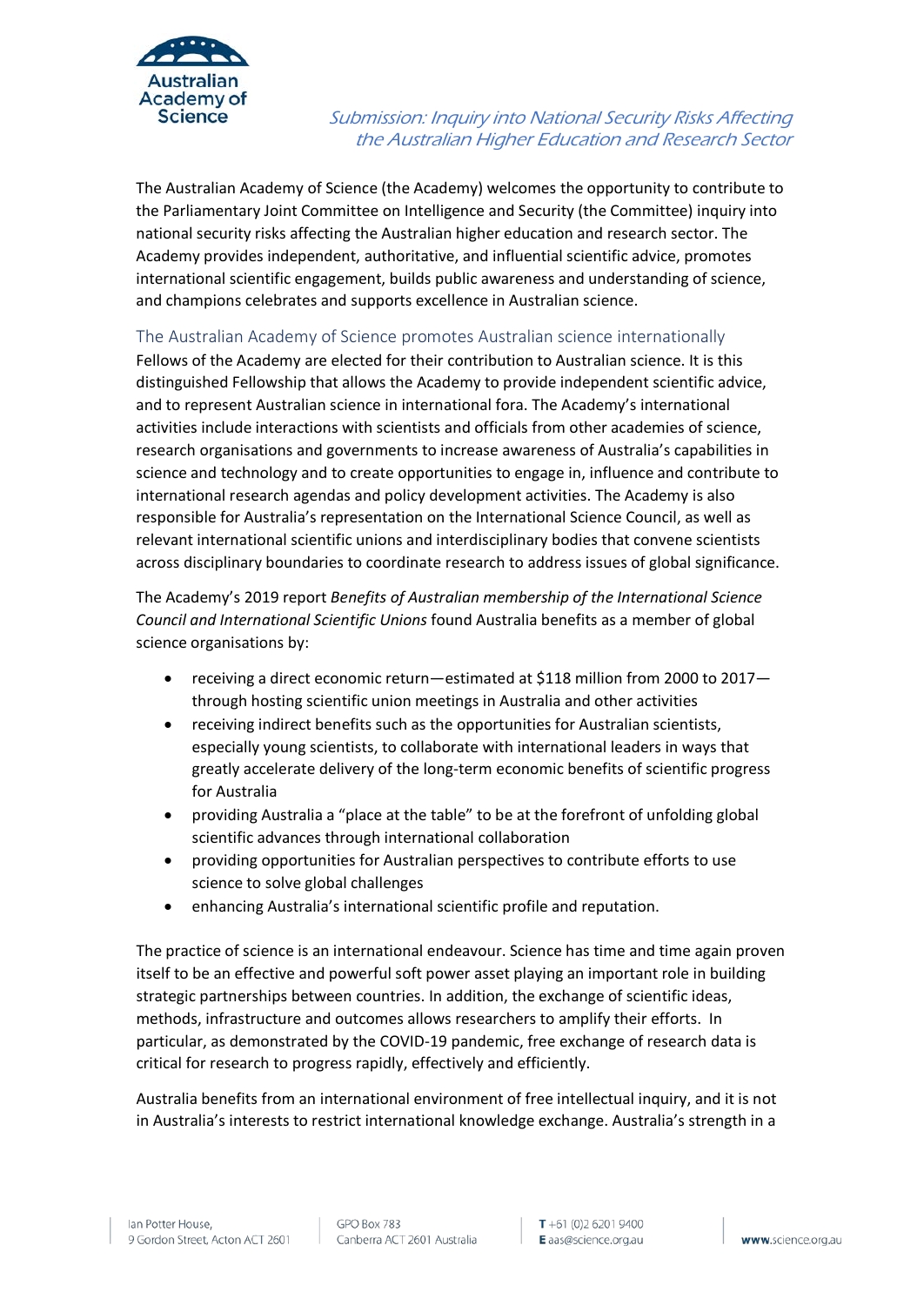Australian Academy of Science

*Submission: Inquiry into National Security Risks Affecting the Australian Higher Education and Research Sector*

The Australian Academy of Science (the Academy) welcomes the opportunity to contribute to the Parliamentary Joint Committee on Intelligence and Security (the Committee) inquiry into national security risks affecting the Australian higher education and research sector. The Academy provides independent, authoritative, and influential scientific advice, promotes international scientific engagement, builds public awareness and understanding of science, and champions celebrates and supports excellence in Australian science.

## The Australian Academy of Science promotes Australian science internationally

Fellows of the Academy are elected for their contribution to Australian science. It is this distinguished Fellowship that allows the Academy to provide independent scientific advice, and to represent Australian science in international fora. The Academy's international activities include interactions with scientists and officials from other academies of science, research organisations and governments to increase awareness of Australia's capabilities in science and technology and to create opportunities to engage in, influence and contribute to international research agendas and policy development activities. The Academy is also responsible for Australia's representation on the International Science Council, as well as relevant international scientific unions and interdisciplinary bodies that convene scientists across disciplinary boundaries to coordinate research to address issues of global significance.

The Academy's 2019 report *Benefits of Australian membership of the International Science Council and International Scientific Unions* found Australia benefits as a member of global science organisations by:

- receiving a direct economic return—estimated at $118 million from 2000 to 2017—through hosting scientific union meetings in Australia and other activities
- receiving indirect benefits such as the opportunities for Australian scientists, especially young scientists, to collaborate with international leaders in ways that greatly accelerate delivery of the long-term economic benefits of scientific progress for Australia
- providing Australia a "place at the table" to be at the forefront of unfolding global scientific advances through international collaboration
- providing opportunities for Australian perspectives to contribute efforts to use science to solve global challenges
- enhancing Australia's international scientific profile and reputation.

The practice of science is an international endeavour. Science has time and time again proven itself to be an effective and powerful soft power asset playing an important role in building strategic partnerships between countries. In addition, the exchange of scientific ideas, methods, infrastructure and outcomes allows researchers to amplify their efforts. In particular, as demonstrated by the COVID-19 pandemic, free exchange of research data is critical for research to progress rapidly, effectively and efficiently.

Australia benefits from an international environment of free intellectual inquiry, and it is not in Australia's interests to restrict international knowledge exchange. Australia's strength in a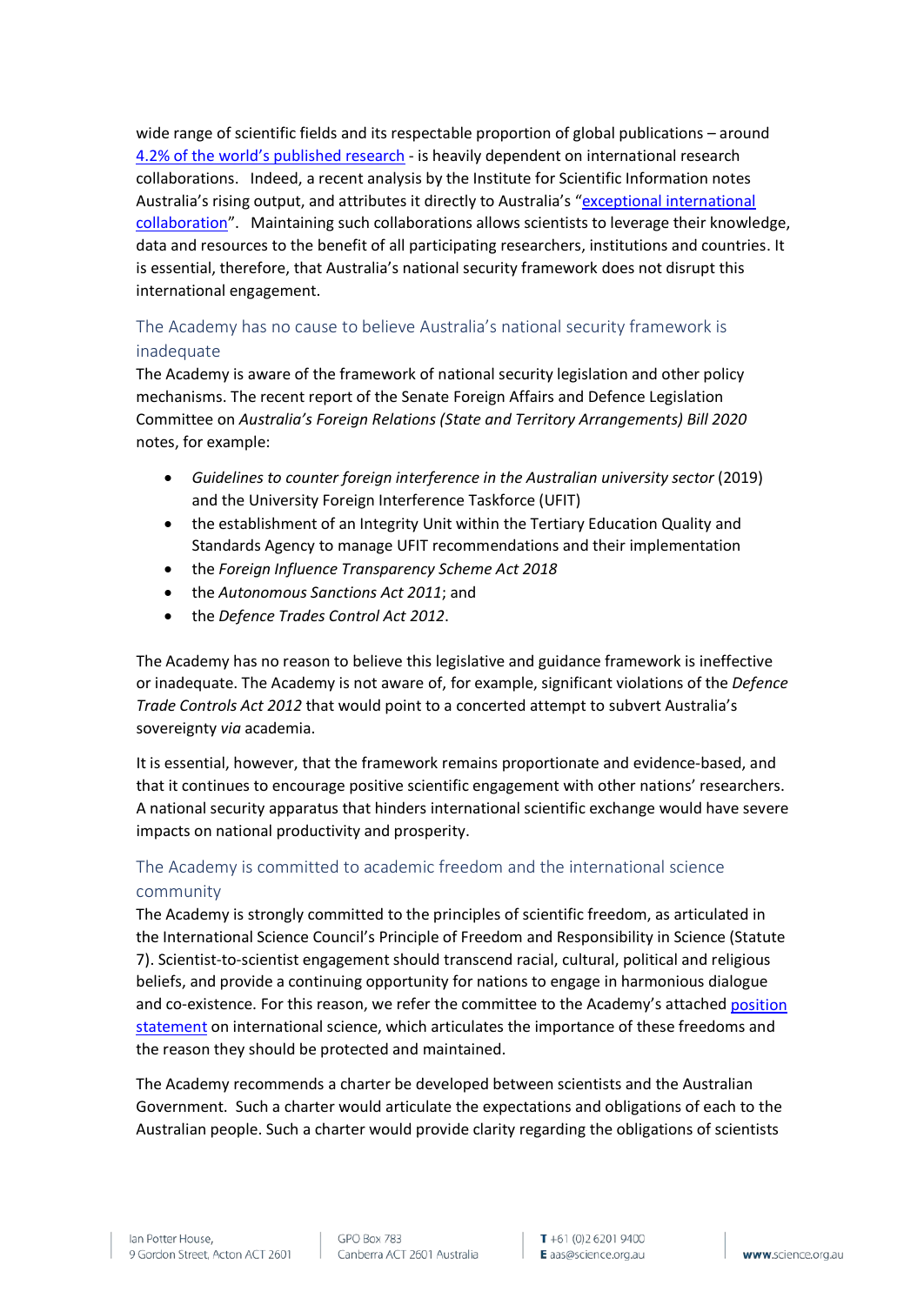wide range of scientific fields and its respectable proportion of global publications – around [4.2% of the world's published research](#) - is heavily dependent on international research collaborations. Indeed, a recent analysis by the Institute for Scientific Information notes Australia's rising output, and attributes it directly to Australia's "[exceptional international collaboration](#)". Maintaining such collaborations allows scientists to leverage their knowledge, data and resources to the benefit of all participating researchers, institutions and countries. It is essential, therefore, that Australia's national security framework does not disrupt this international engagement.

## The Academy has no cause to believe Australia's national security framework is inadequate

The Academy is aware of the framework of national security legislation and other policy mechanisms. The recent report of the Senate Foreign Affairs and Defence Legislation Committee on *Australia's Foreign Relations (State and Territory Arrangements) Bill 2020* notes, for example:

- *Guidelines to counter foreign interference in the Australian university sector* (2019) and the University Foreign Interference Taskforce (UFIT)
- the establishment of an Integrity Unit within the Tertiary Education Quality and Standards Agency to manage UFIT recommendations and their implementation
- the *Foreign Influence Transparency Scheme Act 2018*
- the *Autonomous Sanctions Act 2011*; and
- the *Defence Trades Control Act 2012*.

The Academy has no reason to believe this legislative and guidance framework is ineffective or inadequate. The Academy is not aware of, for example, significant violations of the *Defence Trade Controls Act 2012* that would point to a concerted attempt to subvert Australia's sovereignty *via* academia.

It is essential, however, that the framework remains proportionate and evidence-based, and that it continues to encourage positive scientific engagement with other nations' researchers. A national security apparatus that hinders international scientific exchange would have severe impacts on national productivity and prosperity.

## The Academy is committed to academic freedom and the international science community

The Academy is strongly committed to the principles of scientific freedom, as articulated in the International Science Council's Principle of Freedom and Responsibility in Science (Statute 7). Scientist-to-scientist engagement should transcend racial, cultural, political and religious beliefs, and provide a continuing opportunity for nations to engage in harmonious dialogue and co-existence. For this reason, we refer the committee to the Academy's attached [position statement](#) on international science, which articulates the importance of these freedoms and the reason they should be protected and maintained.

The Academy recommends a charter be developed between scientists and the Australian Government. Such a charter would articulate the expectations and obligations of each to the Australian people. Such a charter would provide clarity regarding the obligations of scientists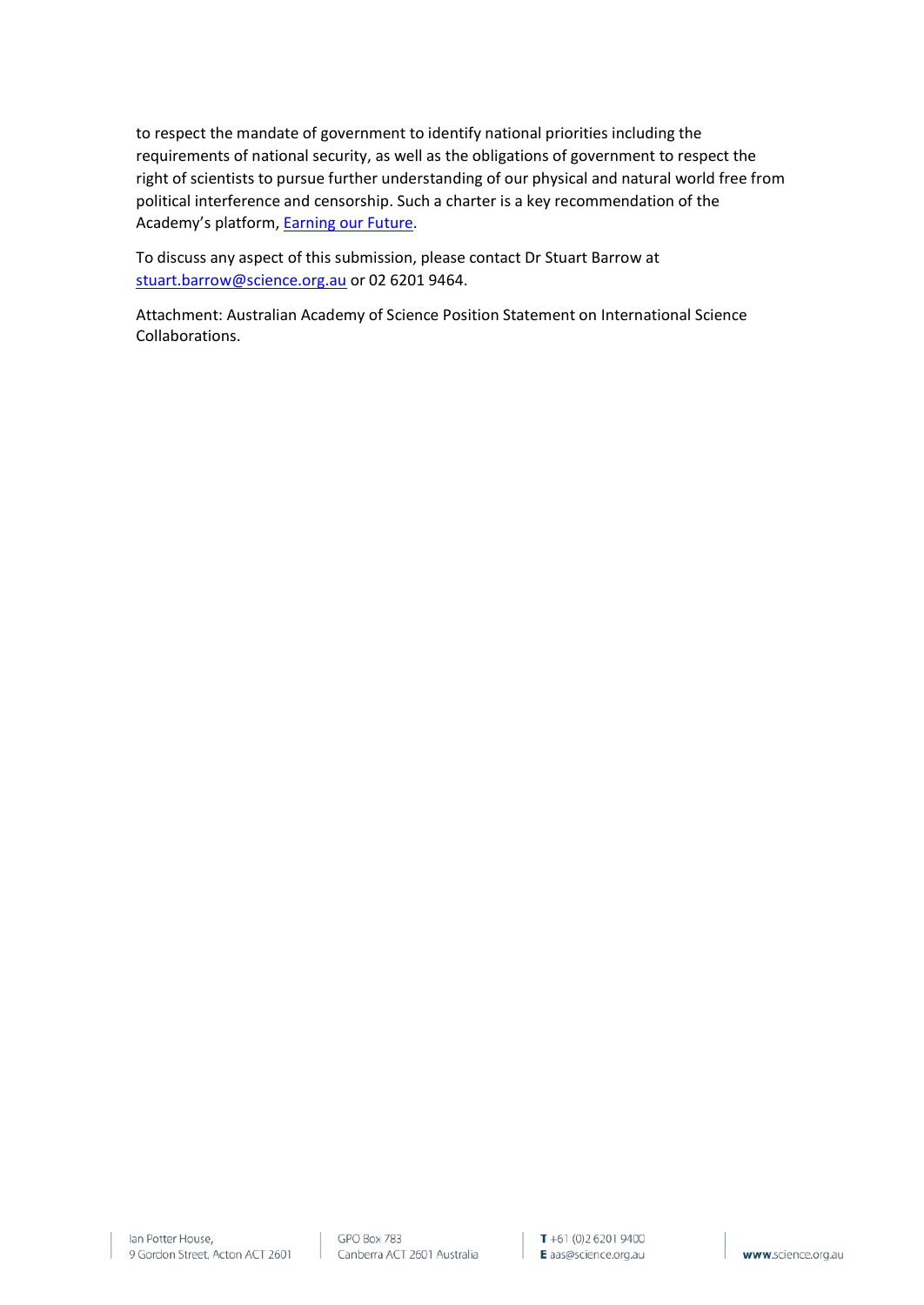to respect the mandate of government to identify national priorities including the requirements of national security, as well as the obligations of government to respect the right of scientists to pursue further understanding of our physical and natural world free from political interference and censorship. Such a charter is a key recommendation of the Academy's platform, [Earning our Future](Earning our Future).

To discuss any aspect of this submission, please contact Dr Stuart Barrow at [stuart.barrow@science.org.au](mailto:stuart.barrow@science.org.au) or 02 6201 9464.

Attachment: Australian Academy of Science Position Statement on International Science Collaborations.